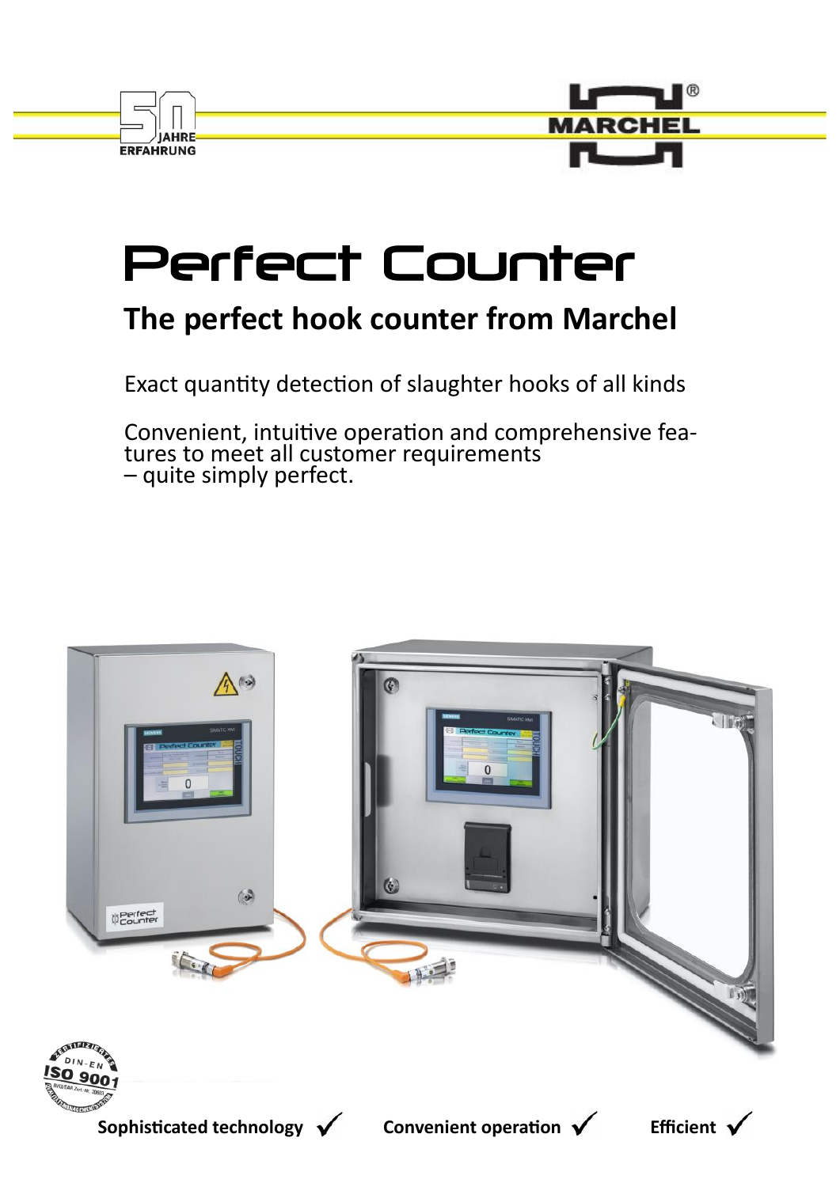# Perfect Counter

## The perfect hook counter from Marchel

Exact quantity detection of slaughter hooks of all kinds

Convenient, intuitive operation and comprehensive features to meet all customer requirements – quite simply perfect.

**Sophisticated technology** ✓ **Convenient operation** ✓ **Efficient** ✓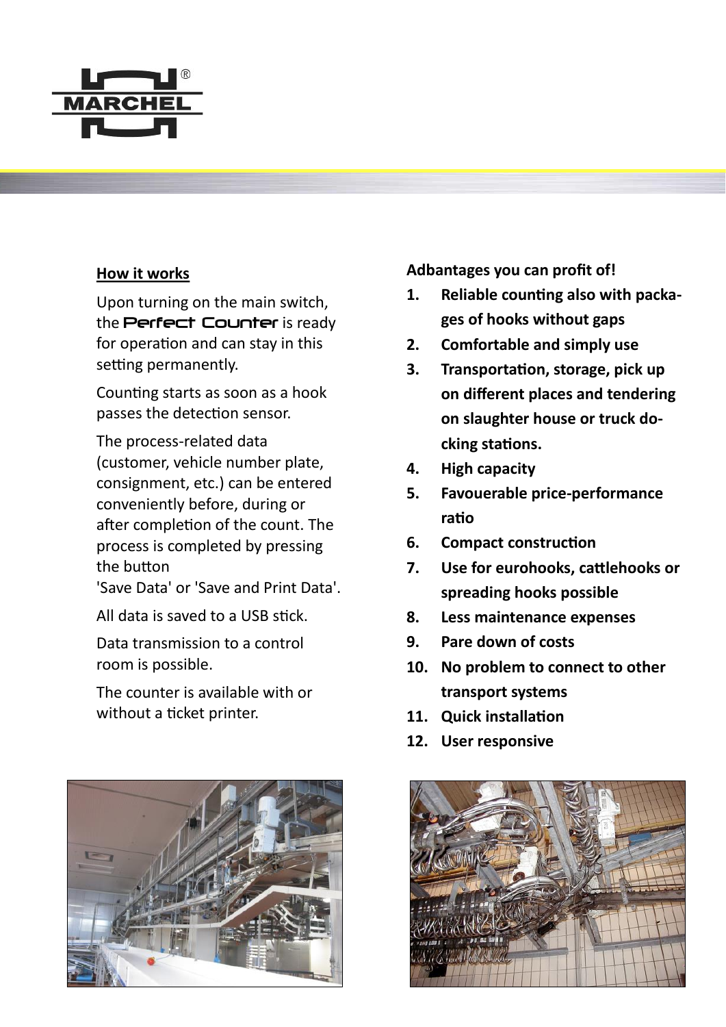## How it works

Upon turning on the main switch, the **Perfect Counter** is ready for operation and can stay in this setting permanently.

Counting starts as soon as a hook passes the detection sensor.

The process-related data (customer, vehicle number plate, consignment, etc.) can be entered conveniently before, during or after completion of the count. The process is completed by pressing the button 'Save Data' or 'Save and Print Data'.

All data is saved to a USB stick.

Data transmission to a control room is possible.

The counter is available with or without a ticket printer.

**Adbantages you can profit of!**

1. **Reliable counting also with packages of hooks without gaps**
2. **Comfortable and simply use**
3. **Transportation, storage, pick up on different places and tendering on slaughter house or truck docking stations.**
4. **High capacity**
5. **Favouerable price-performance ratio**
6. **Compact construction**
7. **Use for eurohooks, cattlehooks or spreading hooks possible**
8. **Less maintenance expenses**
9. **Pare down of costs**
10. **No problem to connect to other transport systems**
11. **Quick installation**
12. **User responsive**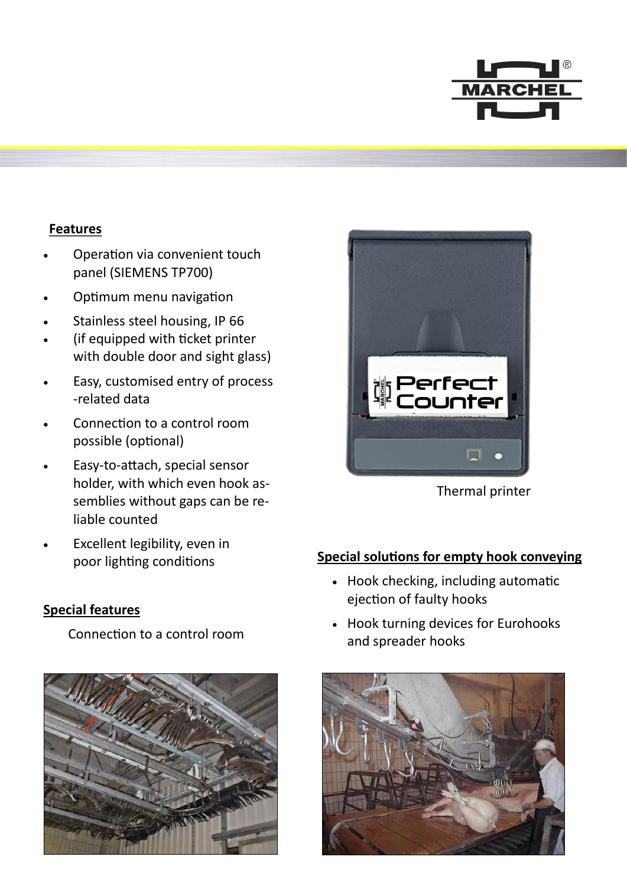## Features

- Operation via convenient touch panel (SIEMENS TP700)
- Optimum menu navigation
- Stainless steel housing, IP 66
- (if equipped with ticket printer with double door and sight glass)
- Easy, customised entry of process -related data
- Connection to a control room possible (optional)
- Easy-to-attach, special sensor holder, with which even hook assemblies without gaps can be reliable counted
- Excellent legibility, even in poor lighting conditions

## Special features

Connection to a control room

Thermal printer

## Special solutions for empty hook conveying

- Hook checking, including automatic ejection of faulty hooks
- Hook turning devices for Eurohooks and spreader hooks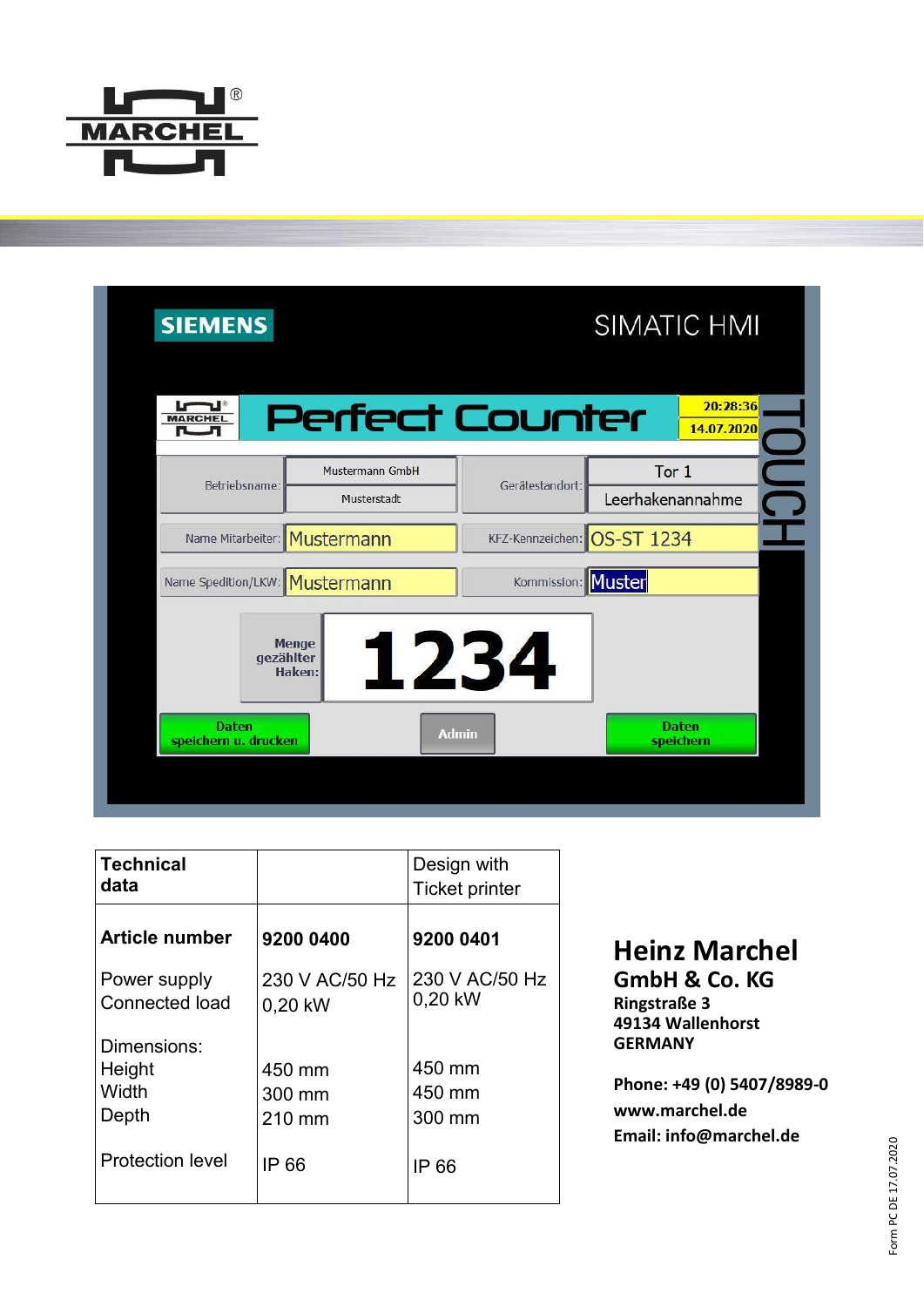| Technical data | | Design with Ticket printer |
|---|---|---|
| **Article number** | **9200 0400** | **9200 0401** |
| Power supply<br>Connected load | 230 V AC/50 Hz<br>0,20 kW | 230 V AC/50 Hz<br>0,20 kW |
| Dimensions:<br>Height<br>Width<br>Depth | <br>450 mm<br>300 mm<br>210 mm | <br>450 mm<br>450 mm<br>300 mm |
| Protection level | IP 66 | IP 66 |

**Heinz Marchel**
**GmbH & Co. KG**
**Ringstraße 3**
**49134 Wallenhorst**
**GERMANY**

**Phone: +49 (0) 5407/8989-0**
**www.marchel.de**
**Email: info@marchel.de**

Form PC DE 17.07.2020